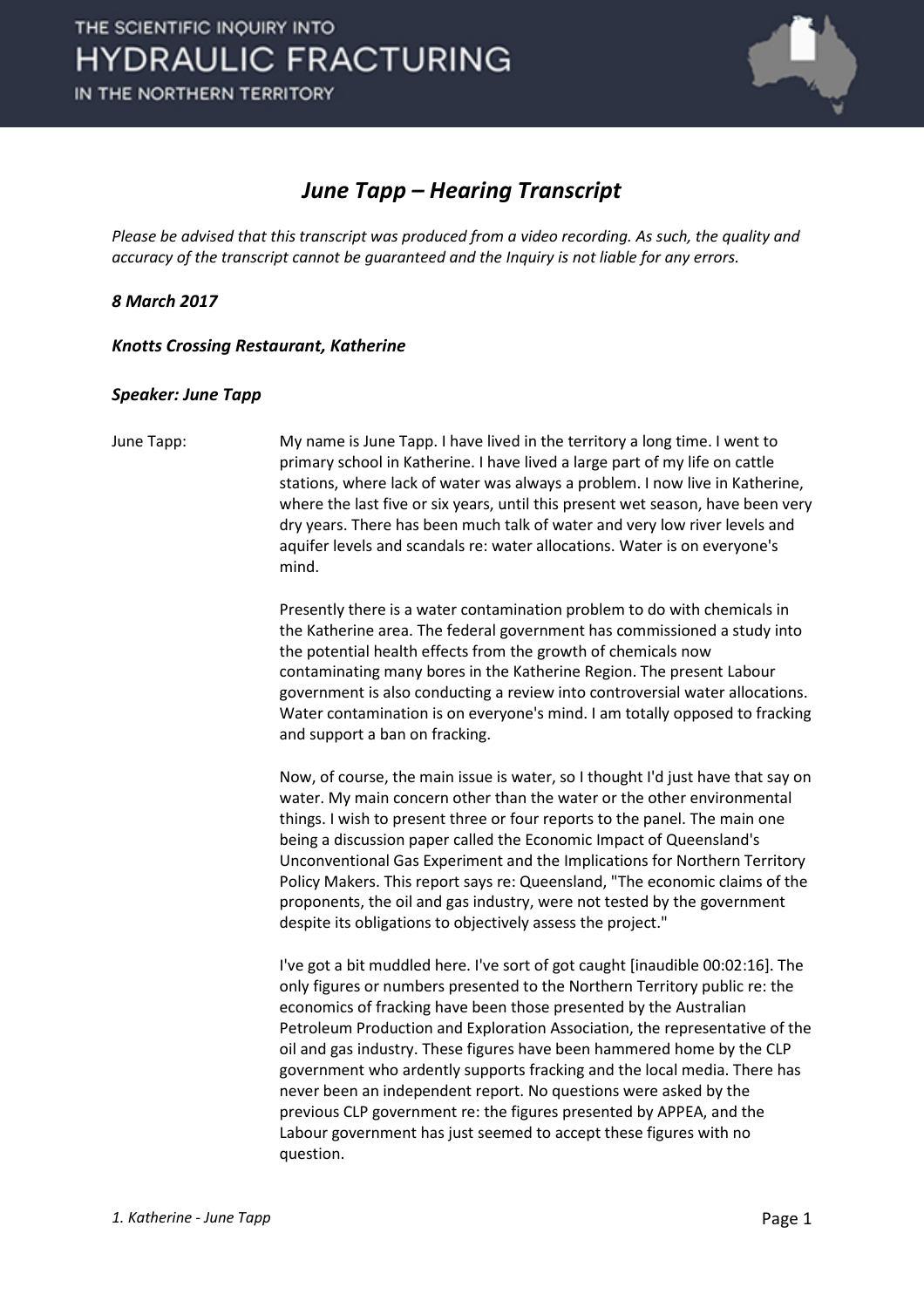# June Tapp – Hearing Transcript

*Please be advised that this transcript was produced from a video recording. As such, the quality and accuracy of the transcript cannot be guaranteed and the Inquiry is not liable for any errors.*

***8 March 2017***

***Knotts Crossing Restaurant, Katherine***

***Speaker: June Tapp***

June Tapp: My name is June Tapp. I have lived in the territory a long time. I went to primary school in Katherine. I have lived a large part of my life on cattle stations, where lack of water was always a problem. I now live in Katherine, where the last five or six years, until this present wet season, have been very dry years. There has been much talk of water and very low river levels and aquifer levels and scandals re: water allocations. Water is on everyone's mind.

Presently there is a water contamination problem to do with chemicals in the Katherine area. The federal government has commissioned a study into the potential health effects from the growth of chemicals now contaminating many bores in the Katherine Region. The present Labour government is also conducting a review into controversial water allocations. Water contamination is on everyone's mind. I am totally opposed to fracking and support a ban on fracking.

Now, of course, the main issue is water, so I thought I'd just have that say on water. My main concern other than the water or the other environmental things. I wish to present three or four reports to the panel. The main one being a discussion paper called the Economic Impact of Queensland's Unconventional Gas Experiment and the Implications for Northern Territory Policy Makers. This report says re: Queensland, "The economic claims of the proponents, the oil and gas industry, were not tested by the government despite its obligations to objectively assess the project."

I've got a bit muddled here. I've sort of got caught [inaudible 00:02:16]. The only figures or numbers presented to the Northern Territory public re: the economics of fracking have been those presented by the Australian Petroleum Production and Exploration Association, the representative of the oil and gas industry. These figures have been hammered home by the CLP government who ardently supports fracking and the local media. There has never been an independent report. No questions were asked by the previous CLP government re: the figures presented by APPEA, and the Labour government has just seemed to accept these figures with no question.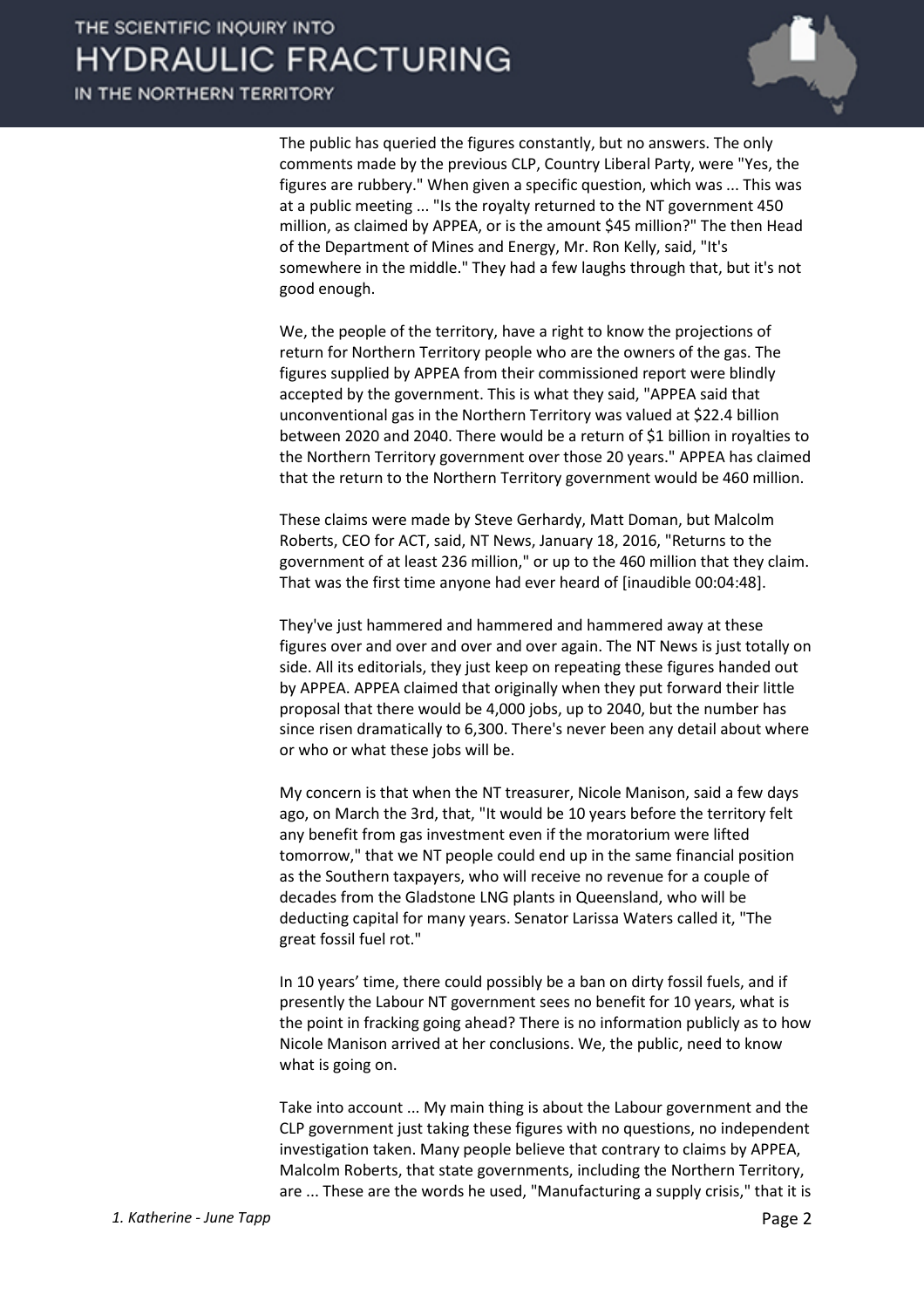The public has queried the figures constantly, but no answers. The only comments made by the previous CLP, Country Liberal Party, were "Yes, the figures are rubbery." When given a specific question, which was ... This was at a public meeting ... "Is the royalty returned to the NT government 450 million, as claimed by APPEA, or is the amount $45 million?" The then Head of the Department of Mines and Energy, Mr. Ron Kelly, said, "It's somewhere in the middle." They had a few laughs through that, but it's not good enough.

We, the people of the territory, have a right to know the projections of return for Northern Territory people who are the owners of the gas. The figures supplied by APPEA from their commissioned report were blindly accepted by the government. This is what they said, "APPEA said that unconventional gas in the Northern Territory was valued at $22.4 billion between 2020 and 2040. There would be a return of $1 billion in royalties to the Northern Territory government over those 20 years." APPEA has claimed that the return to the Northern Territory government would be 460 million.

These claims were made by Steve Gerhardy, Matt Doman, but Malcolm Roberts, CEO for ACT, said, NT News, January 18, 2016, "Returns to the government of at least 236 million," or up to the 460 million that they claim. That was the first time anyone had ever heard of [inaudible 00:04:48].

They've just hammered and hammered and hammered away at these figures over and over and over and over again. The NT News is just totally on side. All its editorials, they just keep on repeating these figures handed out by APPEA. APPEA claimed that originally when they put forward their little proposal that there would be 4,000 jobs, up to 2040, but the number has since risen dramatically to 6,300. There's never been any detail about where or who or what these jobs will be.

My concern is that when the NT treasurer, Nicole Manison, said a few days ago, on March the 3rd, that, "It would be 10 years before the territory felt any benefit from gas investment even if the moratorium were lifted tomorrow," that we NT people could end up in the same financial position as the Southern taxpayers, who will receive no revenue for a couple of decades from the Gladstone LNG plants in Queensland, who will be deducting capital for many years. Senator Larissa Waters called it, "The great fossil fuel rot."

In 10 years' time, there could possibly be a ban on dirty fossil fuels, and if presently the Labour NT government sees no benefit for 10 years, what is the point in fracking going ahead? There is no information publicly as to how Nicole Manison arrived at her conclusions. We, the public, need to know what is going on.

Take into account ... My main thing is about the Labour government and the CLP government just taking these figures with no questions, no independent investigation taken. Many people believe that contrary to claims by APPEA, Malcolm Roberts, that state governments, including the Northern Territory, are ... These are the words he used, "Manufacturing a supply crisis," that it is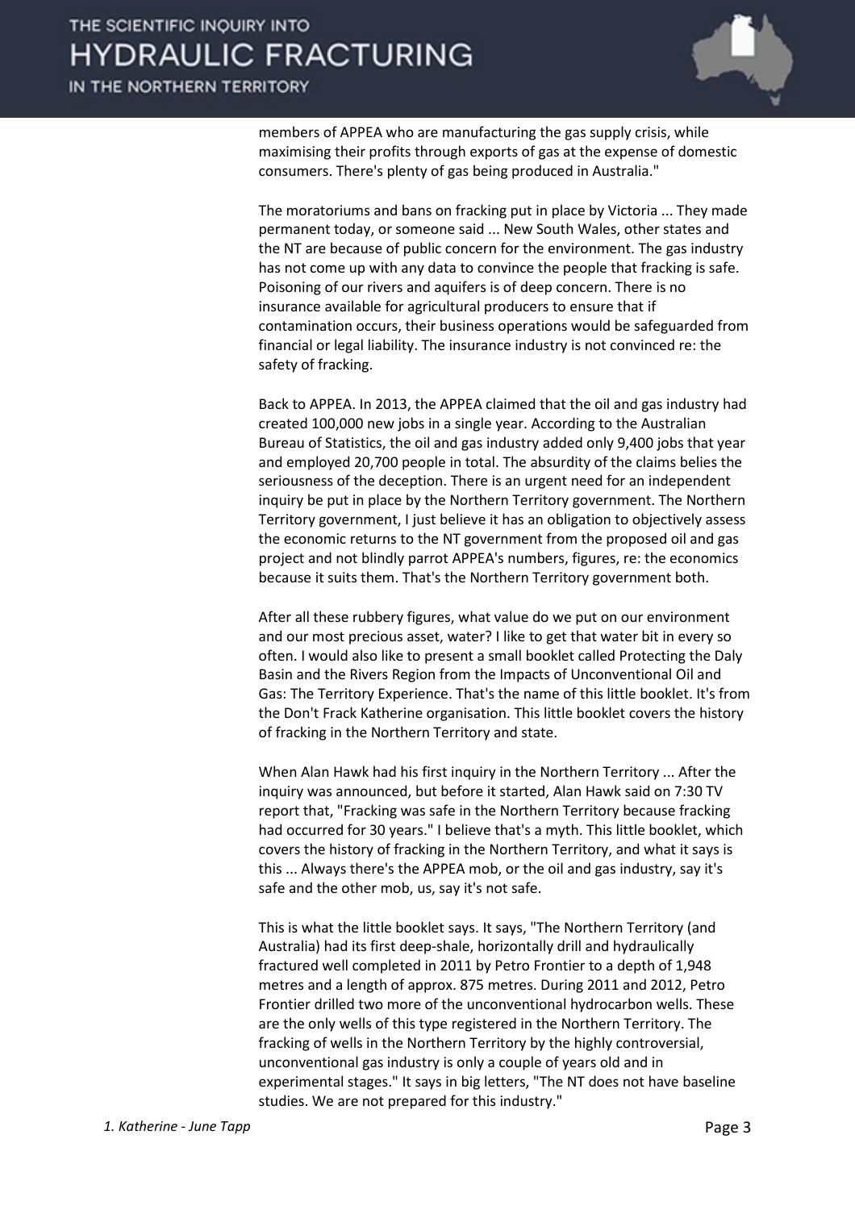members of APPEA who are manufacturing the gas supply crisis, while maximising their profits through exports of gas at the expense of domestic consumers. There's plenty of gas being produced in Australia."

The moratoriums and bans on fracking put in place by Victoria ... They made permanent today, or someone said ... New South Wales, other states and the NT are because of public concern for the environment. The gas industry has not come up with any data to convince the people that fracking is safe. Poisoning of our rivers and aquifers is of deep concern. There is no insurance available for agricultural producers to ensure that if contamination occurs, their business operations would be safeguarded from financial or legal liability. The insurance industry is not convinced re: the safety of fracking.

Back to APPEA. In 2013, the APPEA claimed that the oil and gas industry had created 100,000 new jobs in a single year. According to the Australian Bureau of Statistics, the oil and gas industry added only 9,400 jobs that year and employed 20,700 people in total. The absurdity of the claims belies the seriousness of the deception. There is an urgent need for an independent inquiry be put in place by the Northern Territory government. The Northern Territory government, I just believe it has an obligation to objectively assess the economic returns to the NT government from the proposed oil and gas project and not blindly parrot APPEA's numbers, figures, re: the economics because it suits them. That's the Northern Territory government both.

After all these rubbery figures, what value do we put on our environment and our most precious asset, water? I like to get that water bit in every so often. I would also like to present a small booklet called Protecting the Daly Basin and the Rivers Region from the Impacts of Unconventional Oil and Gas: The Territory Experience. That's the name of this little booklet. It's from the Don't Frack Katherine organisation. This little booklet covers the history of fracking in the Northern Territory and state.

When Alan Hawk had his first inquiry in the Northern Territory ... After the inquiry was announced, but before it started, Alan Hawk said on 7:30 TV report that, "Fracking was safe in the Northern Territory because fracking had occurred for 30 years." I believe that's a myth. This little booklet, which covers the history of fracking in the Northern Territory, and what it says is this ... Always there's the APPEA mob, or the oil and gas industry, say it's safe and the other mob, us, say it's not safe.

This is what the little booklet says. It says, "The Northern Territory (and Australia) had its first deep-shale, horizontally drill and hydraulically fractured well completed in 2011 by Petro Frontier to a depth of 1,948 metres and a length of approx. 875 metres. During 2011 and 2012, Petro Frontier drilled two more of the unconventional hydrocarbon wells. These are the only wells of this type registered in the Northern Territory. The fracking of wells in the Northern Territory by the highly controversial, unconventional gas industry is only a couple of years old and in experimental stages." It says in big letters, "The NT does not have baseline studies. We are not prepared for this industry."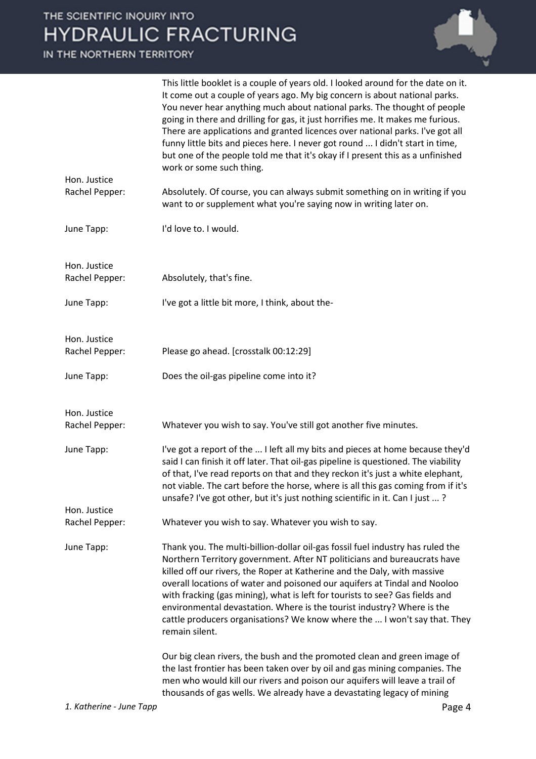This little booklet is a couple of years old. I looked around for the date on it. It come out a couple of years ago. My big concern is about national parks. You never hear anything much about national parks. The thought of people going in there and drilling for gas, it just horrifies me. It makes me furious. There are applications and granted licences over national parks. I've got all funny little bits and pieces here. I never got round ... I didn't start in time, but one of the people told me that it's okay if I present this as a unfinished work or some such thing.

**Hon. Justice Rachel Pepper:** Absolutely. Of course, you can always submit something on in writing if you want to or supplement what you're saying now in writing later on.

**June Tapp:** I'd love to. I would.

**Hon. Justice Rachel Pepper:** Absolutely, that's fine.

**June Tapp:** I've got a little bit more, I think, about the-

**Hon. Justice Rachel Pepper:** Please go ahead. [crosstalk 00:12:29]

**June Tapp:** Does the oil-gas pipeline come into it?

**Hon. Justice Rachel Pepper:** Whatever you wish to say. You've still got another five minutes.

**June Tapp:** I've got a report of the ... I left all my bits and pieces at home because they'd said I can finish it off later. That oil-gas pipeline is questioned. The viability of that, I've read reports on that and they reckon it's just a white elephant, not viable. The cart before the horse, where is all this gas coming from if it's unsafe? I've got other, but it's just nothing scientific in it. Can I just ... ?

**Hon. Justice Rachel Pepper:** Whatever you wish to say. Whatever you wish to say.

**June Tapp:** Thank you. The multi-billion-dollar oil-gas fossil fuel industry has ruled the Northern Territory government. After NT politicians and bureaucrats have killed off our rivers, the Roper at Katherine and the Daly, with massive overall locations of water and poisoned our aquifers at Tindal and Nooloo with fracking (gas mining), what is left for tourists to see? Gas fields and environmental devastation. Where is the tourist industry? Where is the cattle producers organisations? We know where the ... I won't say that. They remain silent.

Our big clean rivers, the bush and the promoted clean and green image of the last frontier has been taken over by oil and gas mining companies. The men who would kill our rivers and poison our aquifers will leave a trail of thousands of gas wells. We already have a devastating legacy of mining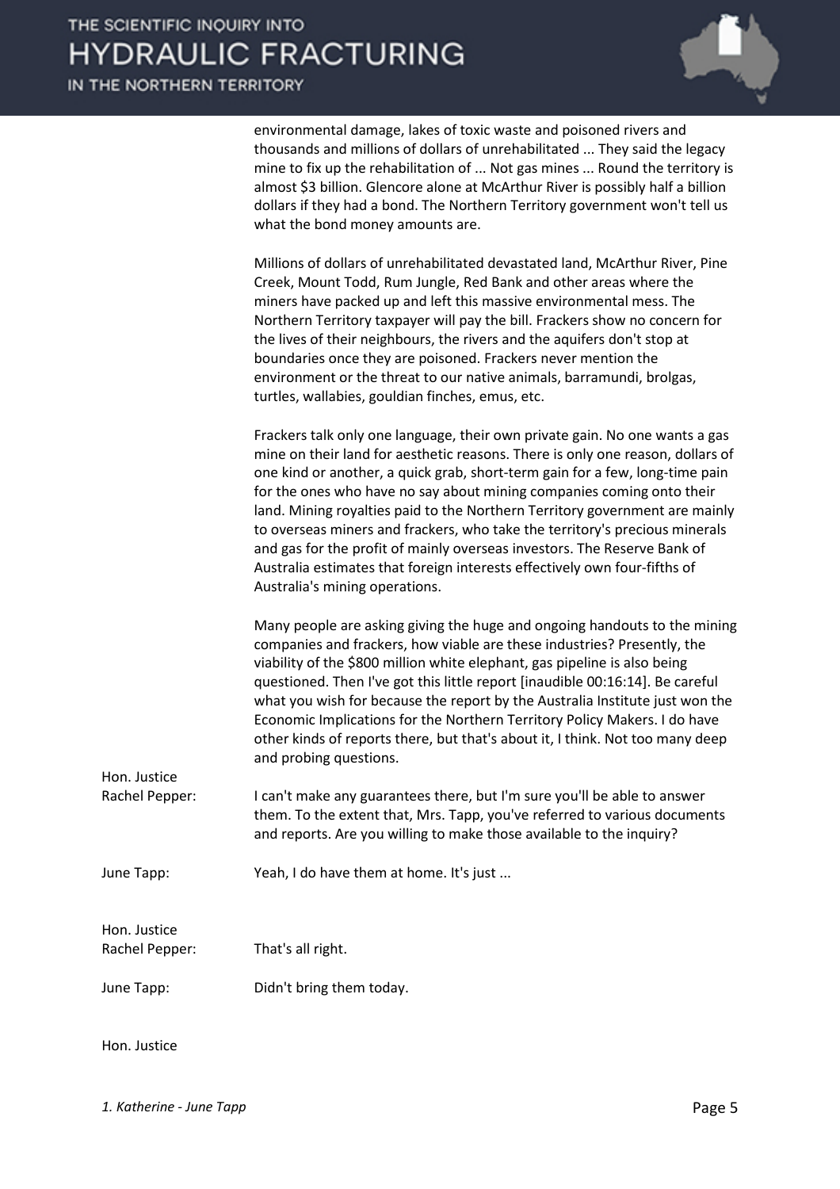environmental damage, lakes of toxic waste and poisoned rivers and thousands and millions of dollars of unrehabilitated ... They said the legacy mine to fix up the rehabilitation of ... Not gas mines ... Round the territory is almost $3 billion. Glencore alone at McArthur River is possibly half a billion dollars if they had a bond. The Northern Territory government won't tell us what the bond money amounts are.

Millions of dollars of unrehabilitated devastated land, McArthur River, Pine Creek, Mount Todd, Rum Jungle, Red Bank and other areas where the miners have packed up and left this massive environmental mess. The Northern Territory taxpayer will pay the bill. Frackers show no concern for the lives of their neighbours, the rivers and the aquifers don't stop at boundaries once they are poisoned. Frackers never mention the environment or the threat to our native animals, barramundi, brolgas, turtles, wallabies, gouldian finches, emus, etc.

Frackers talk only one language, their own private gain. No one wants a gas mine on their land for aesthetic reasons. There is only one reason, dollars of one kind or another, a quick grab, short-term gain for a few, long-time pain for the ones who have no say about mining companies coming onto their land. Mining royalties paid to the Northern Territory government are mainly to overseas miners and frackers, who take the territory's precious minerals and gas for the profit of mainly overseas investors. The Reserve Bank of Australia estimates that foreign interests effectively own four-fifths of Australia's mining operations.

Many people are asking giving the huge and ongoing handouts to the mining companies and frackers, how viable are these industries? Presently, the viability of the $800 million white elephant, gas pipeline is also being questioned. Then I've got this little report [inaudible 00:16:14]. Be careful what you wish for because the report by the Australia Institute just won the Economic Implications for the Northern Territory Policy Makers. I do have other kinds of reports there, but that's about it, I think. Not too many deep and probing questions.

**Hon. Justice Rachel Pepper:** I can't make any guarantees there, but I'm sure you'll be able to answer them. To the extent that, Mrs. Tapp, you've referred to various documents and reports. Are you willing to make those available to the inquiry?

**June Tapp:** Yeah, I do have them at home. It's just ...

**Hon. Justice Rachel Pepper:** That's all right.

**June Tapp:** Didn't bring them today.

**Hon. Justice**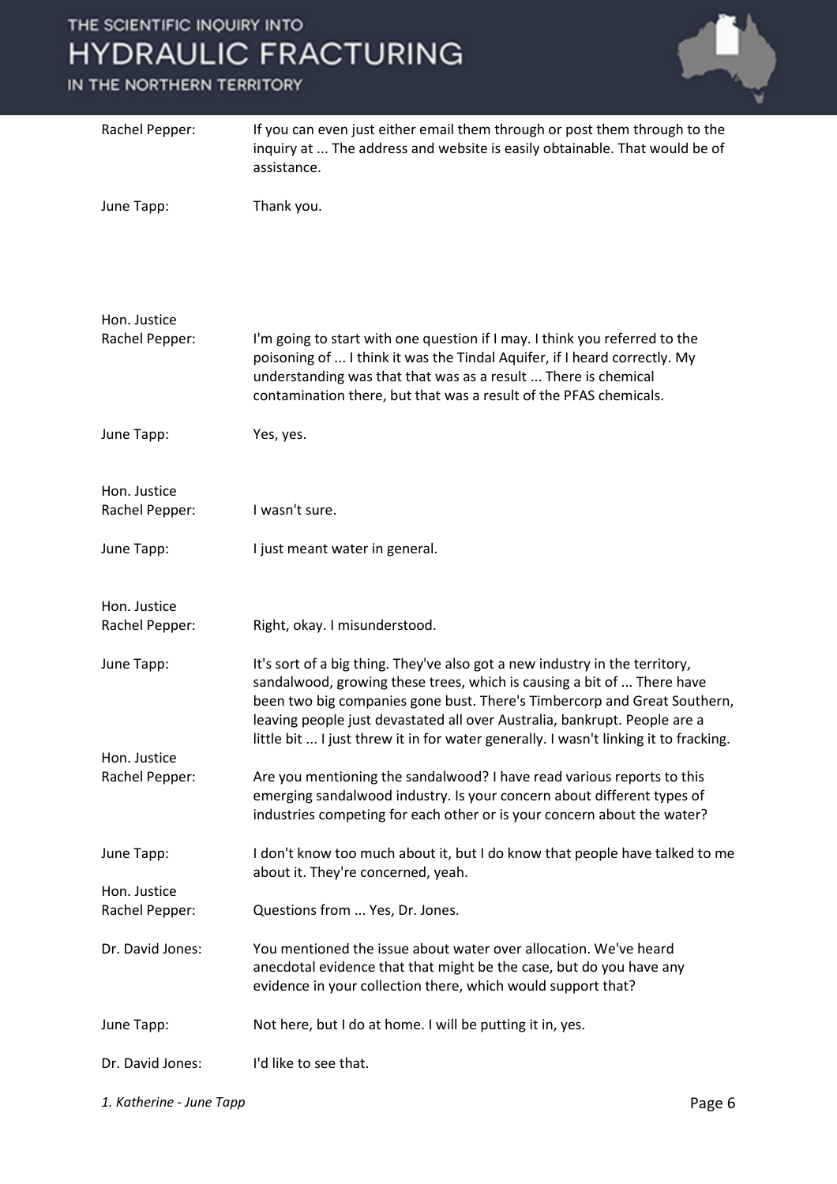Rachel Pepper: If you can even just either email them through or post them through to the inquiry at ... The address and website is easily obtainable. That would be of assistance.

June Tapp: Thank you.

Hon. Justice Rachel Pepper: I'm going to start with one question if I may. I think you referred to the poisoning of ... I think it was the Tindal Aquifer, if I heard correctly. My understanding was that that was as a result ... There is chemical contamination there, but that was a result of the PFAS chemicals.

June Tapp: Yes, yes.

Hon. Justice Rachel Pepper: I wasn't sure.

June Tapp: I just meant water in general.

Hon. Justice Rachel Pepper: Right, okay. I misunderstood.

June Tapp: It's sort of a big thing. They've also got a new industry in the territory, sandalwood, growing these trees, which is causing a bit of ... There have been two big companies gone bust. There's Timbercorp and Great Southern, leaving people just devastated all over Australia, bankrupt. People are a little bit ... I just threw it in for water generally. I wasn't linking it to fracking.

Hon. Justice Rachel Pepper: Are you mentioning the sandalwood? I have read various reports to this emerging sandalwood industry. Is your concern about different types of industries competing for each other or is your concern about the water?

June Tapp: I don't know too much about it, but I do know that people have talked to me about it. They're concerned, yeah.

Hon. Justice Rachel Pepper: Questions from ... Yes, Dr. Jones.

Dr. David Jones: You mentioned the issue about water over allocation. We've heard anecdotal evidence that that might be the case, but do you have any evidence in your collection there, which would support that?

June Tapp: Not here, but I do at home. I will be putting it in, yes.

Dr. David Jones: I'd like to see that.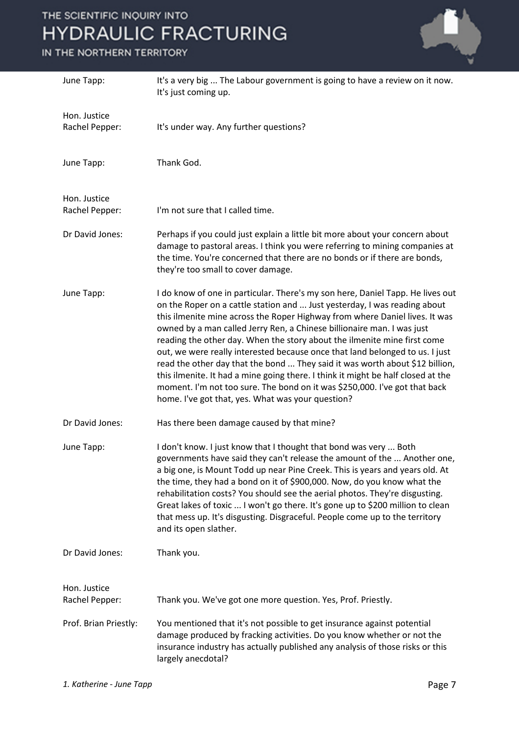June Tapp: It's a very big ... The Labour government is going to have a review on it now. It's just coming up.

Hon. Justice Rachel Pepper: It's under way. Any further questions?

June Tapp: Thank God.

Hon. Justice Rachel Pepper: I'm not sure that I called time.

Dr David Jones: Perhaps if you could just explain a little bit more about your concern about damage to pastoral areas. I think you were referring to mining companies at the time. You're concerned that there are no bonds or if there are bonds, they're too small to cover damage.

June Tapp: I do know of one in particular. There's my son here, Daniel Tapp. He lives out on the Roper on a cattle station and ... Just yesterday, I was reading about this ilmenite mine across the Roper Highway from where Daniel lives. It was owned by a man called Jerry Ren, a Chinese billionaire man. I was just reading the other day. When the story about the ilmenite mine first come out, we were really interested because once that land belonged to us. I just read the other day that the bond ... They said it was worth about $12 billion, this ilmenite. It had a mine going there. I think it might be half closed at the moment. I'm not too sure. The bond on it was $250,000. I've got that back home. I've got that, yes. What was your question?

Dr David Jones: Has there been damage caused by that mine?

June Tapp: I don't know. I just know that I thought that bond was very ... Both governments have said they can't release the amount of the ... Another one, a big one, is Mount Todd up near Pine Creek. This is years and years old. At the time, they had a bond on it of $900,000. Now, do you know what the rehabilitation costs? You should see the aerial photos. They're disgusting. Great lakes of toxic ... I won't go there. It's gone up to $200 million to clean that mess up. It's disgusting. Disgraceful. People come up to the territory and its open slather.

Dr David Jones: Thank you.

Hon. Justice Rachel Pepper: Thank you. We've got one more question. Yes, Prof. Priestly.

Prof. Brian Priestly: You mentioned that it's not possible to get insurance against potential damage produced by fracking activities. Do you know whether or not the insurance industry has actually published any analysis of those risks or this largely anecdotal?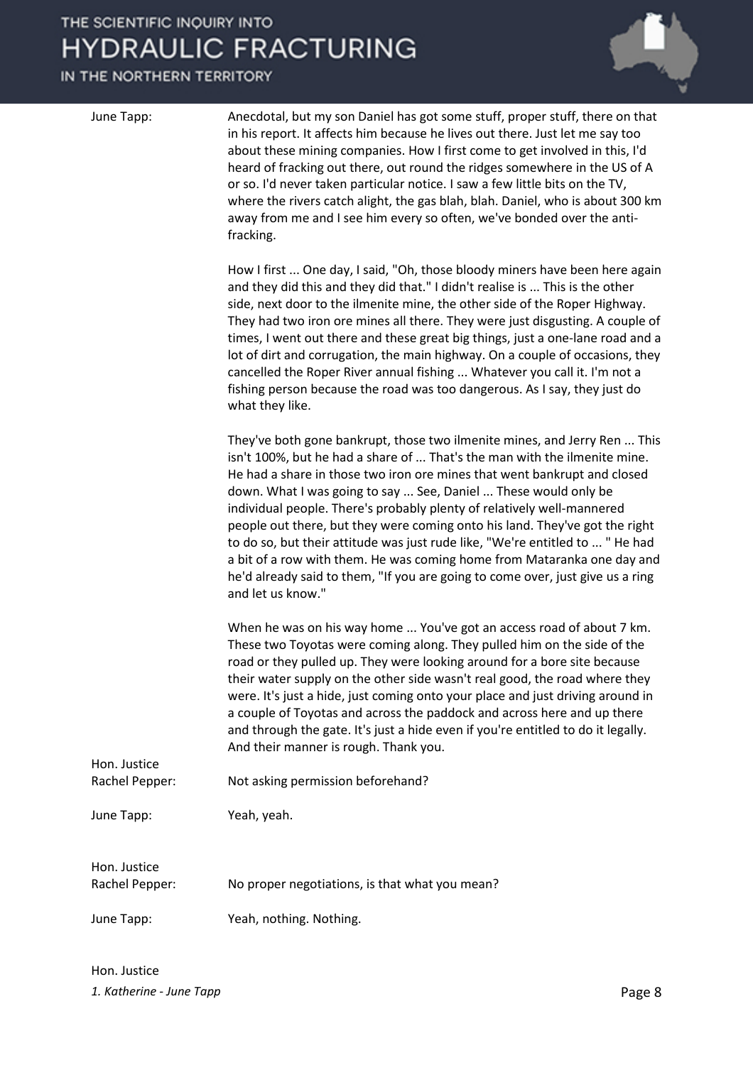**June Tapp:** Anecdotal, but my son Daniel has got some stuff, proper stuff, there on that in his report. It affects him because he lives out there. Just let me say too about these mining companies. How I first come to get involved in this, I'd heard of fracking out there, out round the ridges somewhere in the US of A or so. I'd never taken particular notice. I saw a few little bits on the TV, where the rivers catch alight, the gas blah, blah. Daniel, who is about 300 km away from me and I see him every so often, we've bonded over the anti-fracking.

How I first ... One day, I said, "Oh, those bloody miners have been here again and they did this and they did that." I didn't realise is ... This is the other side, next door to the ilmenite mine, the other side of the Roper Highway. They had two iron ore mines all there. They were just disgusting. A couple of times, I went out there and these great big things, just a one-lane road and a lot of dirt and corrugation, the main highway. On a couple of occasions, they cancelled the Roper River annual fishing ... Whatever you call it. I'm not a fishing person because the road was too dangerous. As I say, they just do what they like.

They've both gone bankrupt, those two ilmenite mines, and Jerry Ren ... This isn't 100%, but he had a share of ... That's the man with the ilmenite mine. He had a share in those two iron ore mines that went bankrupt and closed down. What I was going to say ... See, Daniel ... These would only be individual people. There's probably plenty of relatively well-mannered people out there, but they were coming onto his land. They've got the right to do so, but their attitude was just rude like, "We're entitled to ... " He had a bit of a row with them. He was coming home from Mataranka one day and he'd already said to them, "If you are going to come over, just give us a ring and let us know."

When he was on his way home ... You've got an access road of about 7 km. These two Toyotas were coming along. They pulled him on the side of the road or they pulled up. They were looking around for a bore site because their water supply on the other side wasn't real good, the road where they were. It's just a hide, just coming onto your place and just driving around in a couple of Toyotas and across the paddock and across here and up there and through the gate. It's just a hide even if you're entitled to do it legally. And their manner is rough. Thank you.

**Hon. Justice Rachel Pepper:** Not asking permission beforehand?

**June Tapp:** Yeah, yeah.

**Hon. Justice Rachel Pepper:** No proper negotiations, is that what you mean?

**June Tapp:** Yeah, nothing. Nothing.

**Hon. Justice**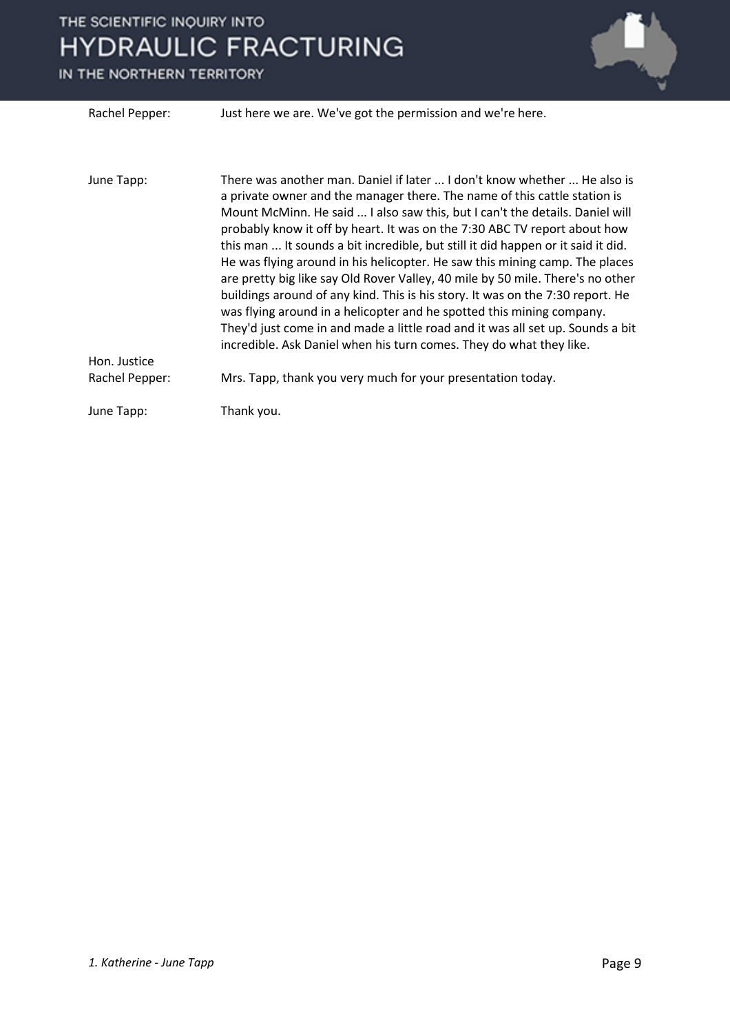| | |
|---|---|
| Rachel Pepper: | Just here we are. We've got the permission and we're here. |
| June Tapp: | There was another man. Daniel if later ... I don't know whether ... He also is a private owner and the manager there. The name of this cattle station is Mount McMinn. He said ... I also saw this, but I can't the details. Daniel will probably know it off by heart. It was on the 7:30 ABC TV report about how this man ... It sounds a bit incredible, but still it did happen or it said it did. He was flying around in his helicopter. He saw this mining camp. The places are pretty big like say Old Rover Valley, 40 mile by 50 mile. There's no other buildings around of any kind. This is his story. It was on the 7:30 report. He was flying around in a helicopter and he spotted this mining company. They'd just come in and made a little road and it was all set up. Sounds a bit incredible. Ask Daniel when his turn comes. They do what they like. |
| Hon. Justice Rachel Pepper: | Mrs. Tapp, thank you very much for your presentation today. |
| June Tapp: | Thank you. |